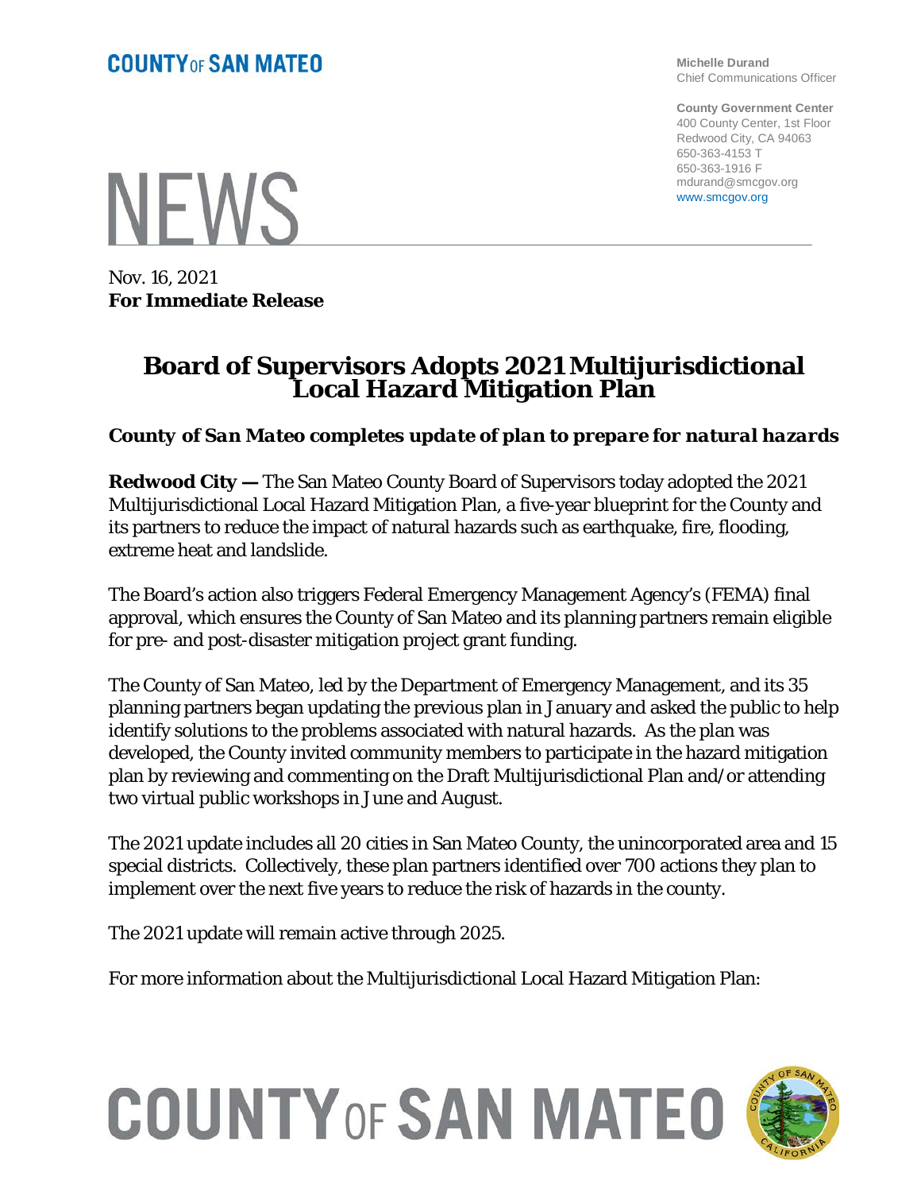**COUNTY OF SAN MATEO**

**Michelle Durand**
Chief Communications Officer

**County Government Center**
400 County Center, 1st Floor
Redwood City, CA 94063
650-363-4153 T
650-363-1916 F
mdurand@smcgov.org
www.smcgov.org

# NEWS

Nov. 16, 2021
**For Immediate Release**

# Board of Supervisors Adopts 2021 Multijurisdictional Local Hazard Mitigation Plan

### *County of San Mateo completes update of plan to prepare for natural hazards*

**Redwood City —** The San Mateo County Board of Supervisors today adopted the 2021 Multijurisdictional Local Hazard Mitigation Plan, a five-year blueprint for the County and its partners to reduce the impact of natural hazards such as earthquake, fire, flooding, extreme heat and landslide.

The Board's action also triggers Federal Emergency Management Agency's (FEMA) final approval, which ensures the County of San Mateo and its planning partners remain eligible for pre- and post-disaster mitigation project grant funding.

The County of San Mateo, led by the Department of Emergency Management, and its 35 planning partners began updating the previous plan in January and asked the public to help identify solutions to the problems associated with natural hazards. As the plan was developed, the County invited community members to participate in the hazard mitigation plan by reviewing and commenting on the Draft Multijurisdictional Plan and/or attending two virtual public workshops in June and August.

The 2021 update includes all 20 cities in San Mateo County, the unincorporated area and 15 special districts. Collectively, these plan partners identified over 700 actions they plan to implement over the next five years to reduce the risk of hazards in the county.

The 2021 update will remain active through 2025.

For more information about the Multijurisdictional Local Hazard Mitigation Plan: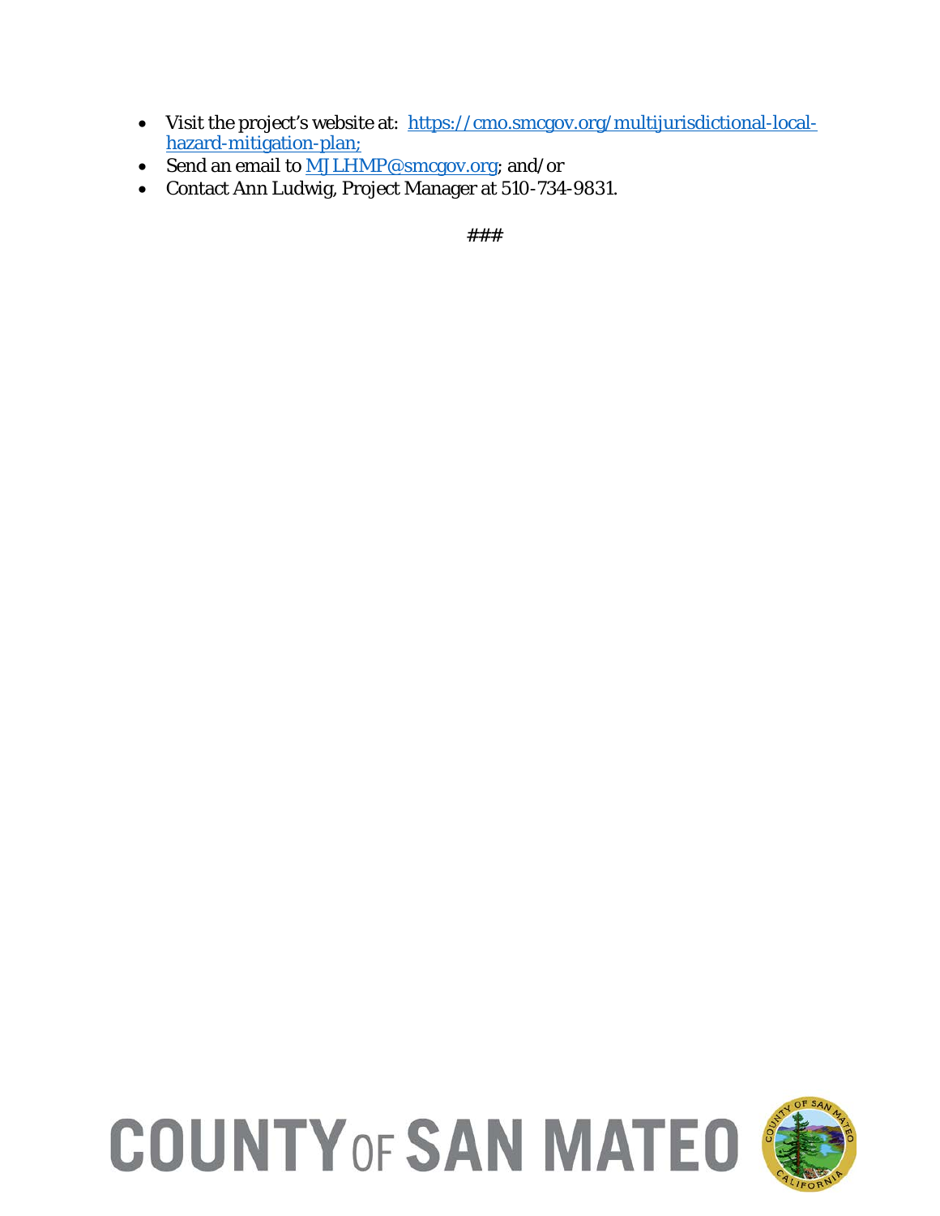- Visit the project's website at: https://cmo.smcgov.org/multijurisdictional-local-hazard-mitigation-plan;
- Send an email to MJLHMP@smcgov.org; and/or
- Contact Ann Ludwig, Project Manager at 510-734-9831.

###

COUNTY OF SAN MATEO